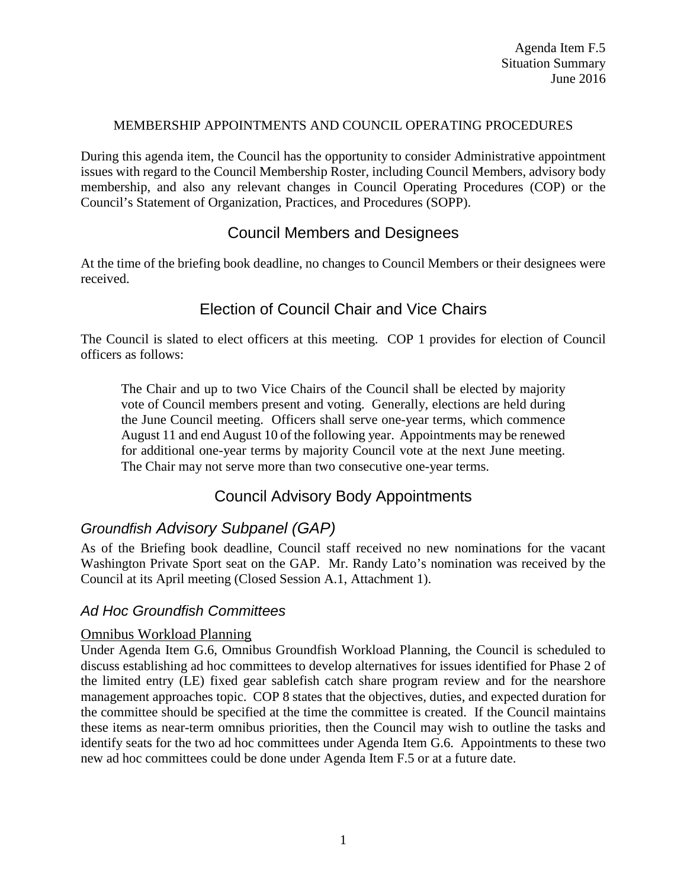Agenda Item F.5
Situation Summary
June 2016

# MEMBERSHIP APPOINTMENTS AND COUNCIL OPERATING PROCEDURES

During this agenda item, the Council has the opportunity to consider Administrative appointment issues with regard to the Council Membership Roster, including Council Members, advisory body membership, and also any relevant changes in Council Operating Procedures (COP) or the Council's Statement of Organization, Practices, and Procedures (SOPP).

## Council Members and Designees

At the time of the briefing book deadline, no changes to Council Members or their designees were received.

## Election of Council Chair and Vice Chairs

The Council is slated to elect officers at this meeting. COP 1 provides for election of Council officers as follows:

> The Chair and up to two Vice Chairs of the Council shall be elected by majority vote of Council members present and voting. Generally, elections are held during the June Council meeting. Officers shall serve one-year terms, which commence August 11 and end August 10 of the following year. Appointments may be renewed for additional one-year terms by majority Council vote at the next June meeting. The Chair may not serve more than two consecutive one-year terms.

## Council Advisory Body Appointments

### *Groundfish Advisory Subpanel (GAP)*

As of the Briefing book deadline, Council staff received no new nominations for the vacant Washington Private Sport seat on the GAP. Mr. Randy Lato's nomination was received by the Council at its April meeting (Closed Session A.1, Attachment 1).

### *Ad Hoc Groundfish Committees*

#### Omnibus Workload Planning

Under Agenda Item G.6, Omnibus Groundfish Workload Planning, the Council is scheduled to discuss establishing ad hoc committees to develop alternatives for issues identified for Phase 2 of the limited entry (LE) fixed gear sablefish catch share program review and for the nearshore management approaches topic. COP 8 states that the objectives, duties, and expected duration for the committee should be specified at the time the committee is created. If the Council maintains these items as near-term omnibus priorities, then the Council may wish to outline the tasks and identify seats for the two ad hoc committees under Agenda Item G.6. Appointments to these two new ad hoc committees could be done under Agenda Item F.5 or at a future date.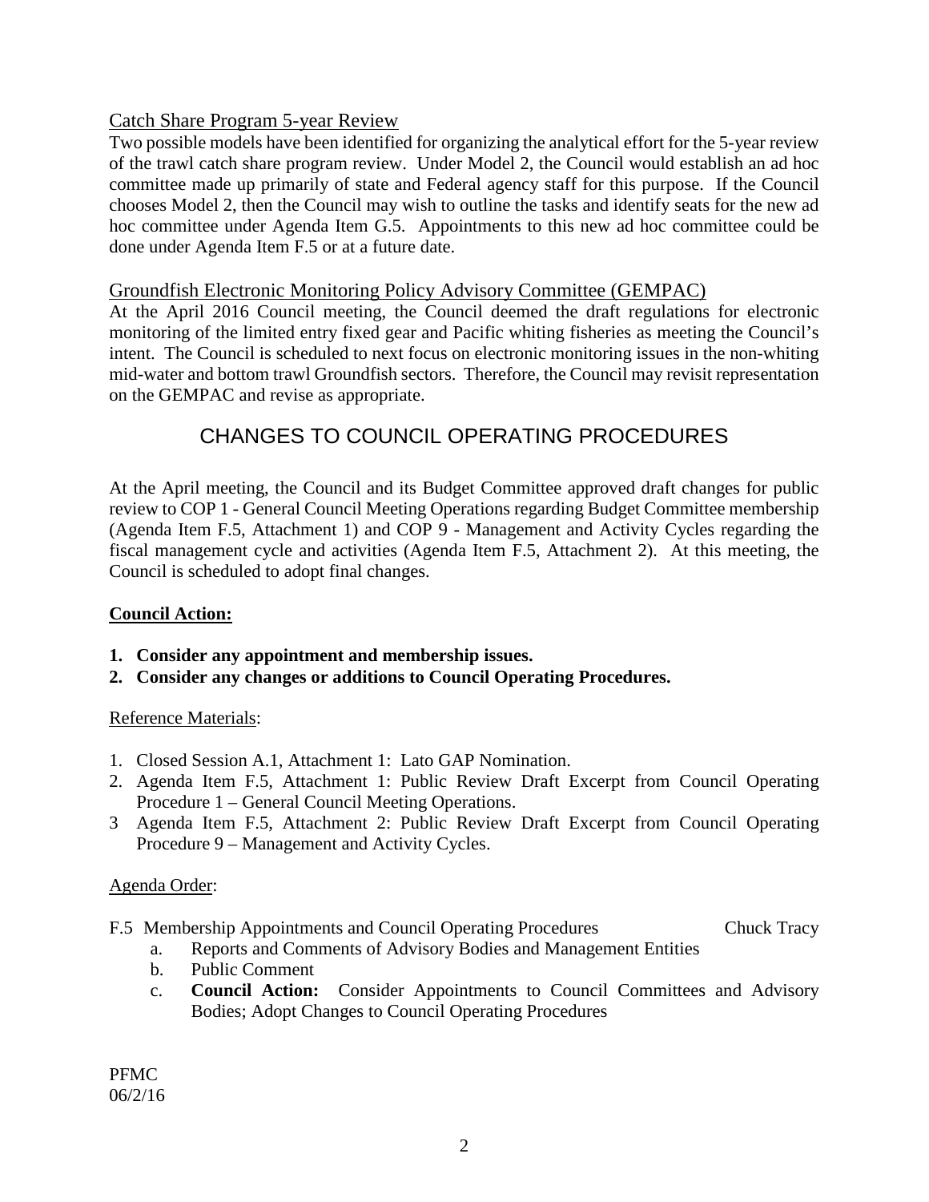Catch Share Program 5-year Review

Two possible models have been identified for organizing the analytical effort for the 5-year review of the trawl catch share program review. Under Model 2, the Council would establish an ad hoc committee made up primarily of state and Federal agency staff for this purpose. If the Council chooses Model 2, then the Council may wish to outline the tasks and identify seats for the new ad hoc committee under Agenda Item G.5. Appointments to this new ad hoc committee could be done under Agenda Item F.5 or at a future date.

Groundfish Electronic Monitoring Policy Advisory Committee (GEMPAC)

At the April 2016 Council meeting, the Council deemed the draft regulations for electronic monitoring of the limited entry fixed gear and Pacific whiting fisheries as meeting the Council's intent. The Council is scheduled to next focus on electronic monitoring issues in the non-whiting mid-water and bottom trawl Groundfish sectors. Therefore, the Council may revisit representation on the GEMPAC and revise as appropriate.

## CHANGES TO COUNCIL OPERATING PROCEDURES

At the April meeting, the Council and its Budget Committee approved draft changes for public review to COP 1 - General Council Meeting Operations regarding Budget Committee membership (Agenda Item F.5, Attachment 1) and COP 9 - Management and Activity Cycles regarding the fiscal management cycle and activities (Agenda Item F.5, Attachment 2). At this meeting, the Council is scheduled to adopt final changes.

**Council Action:**

1. **Consider any appointment and membership issues.**
2. **Consider any changes or additions to Council Operating Procedures.**

Reference Materials:

1. Closed Session A.1, Attachment 1: Lato GAP Nomination.
2. Agenda Item F.5, Attachment 1: Public Review Draft Excerpt from Council Operating Procedure 1 – General Council Meeting Operations.
3. Agenda Item F.5, Attachment 2: Public Review Draft Excerpt from Council Operating Procedure 9 – Management and Activity Cycles.

Agenda Order:

F.5 Membership Appointments and Council Operating Procedures — Chuck Tracy

- a. Reports and Comments of Advisory Bodies and Management Entities
- b. Public Comment
- c. **Council Action:** Consider Appointments to Council Committees and Advisory Bodies; Adopt Changes to Council Operating Procedures

PFMC
06/2/16